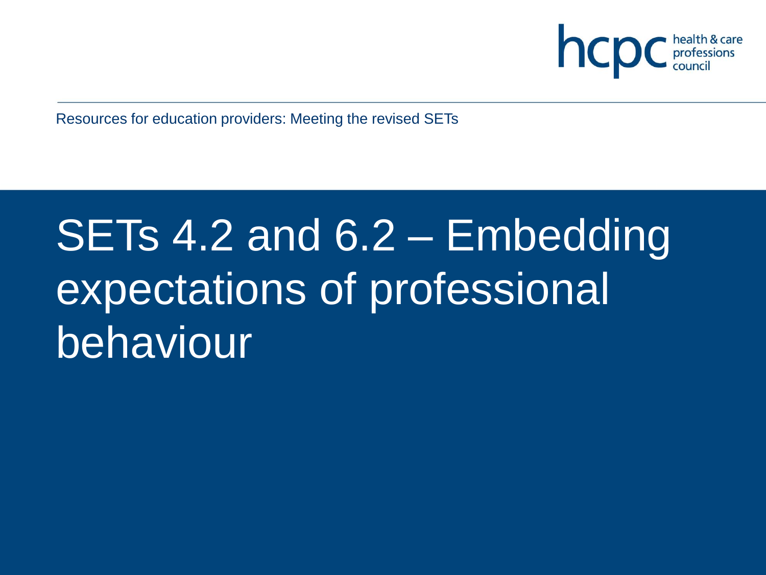Resources for education providers: Meeting the revised SETs

# SETs 4.2 and 6.2 – Embedding expectations of professional behaviour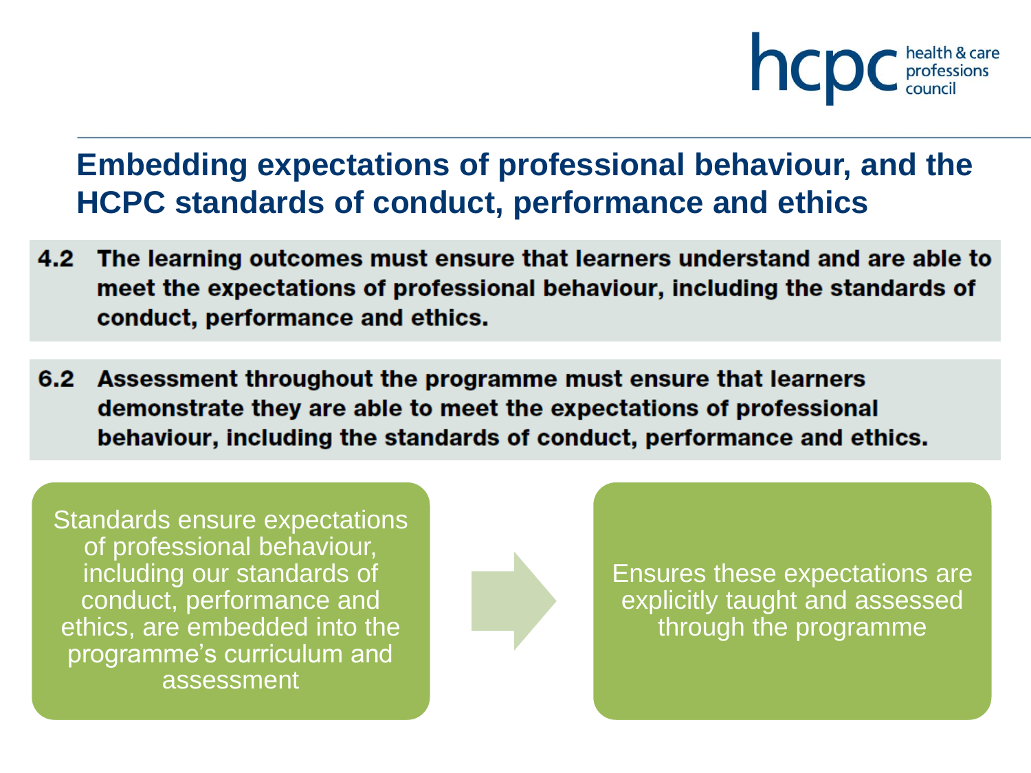## Embedding expectations of professional behaviour, and the HCPC standards of conduct, performance and ethics

**4.2 The learning outcomes must ensure that learners understand and are able to meet the expectations of professional behaviour, including the standards of conduct, performance and ethics.**

**6.2 Assessment throughout the programme must ensure that learners demonstrate they are able to meet the expectations of professional behaviour, including the standards of conduct, performance and ethics.**

Standards ensure expectations of professional behaviour, including our standards of conduct, performance and ethics, are embedded into the programme's curriculum and assessment

Ensures these expectations are explicitly taught and assessed through the programme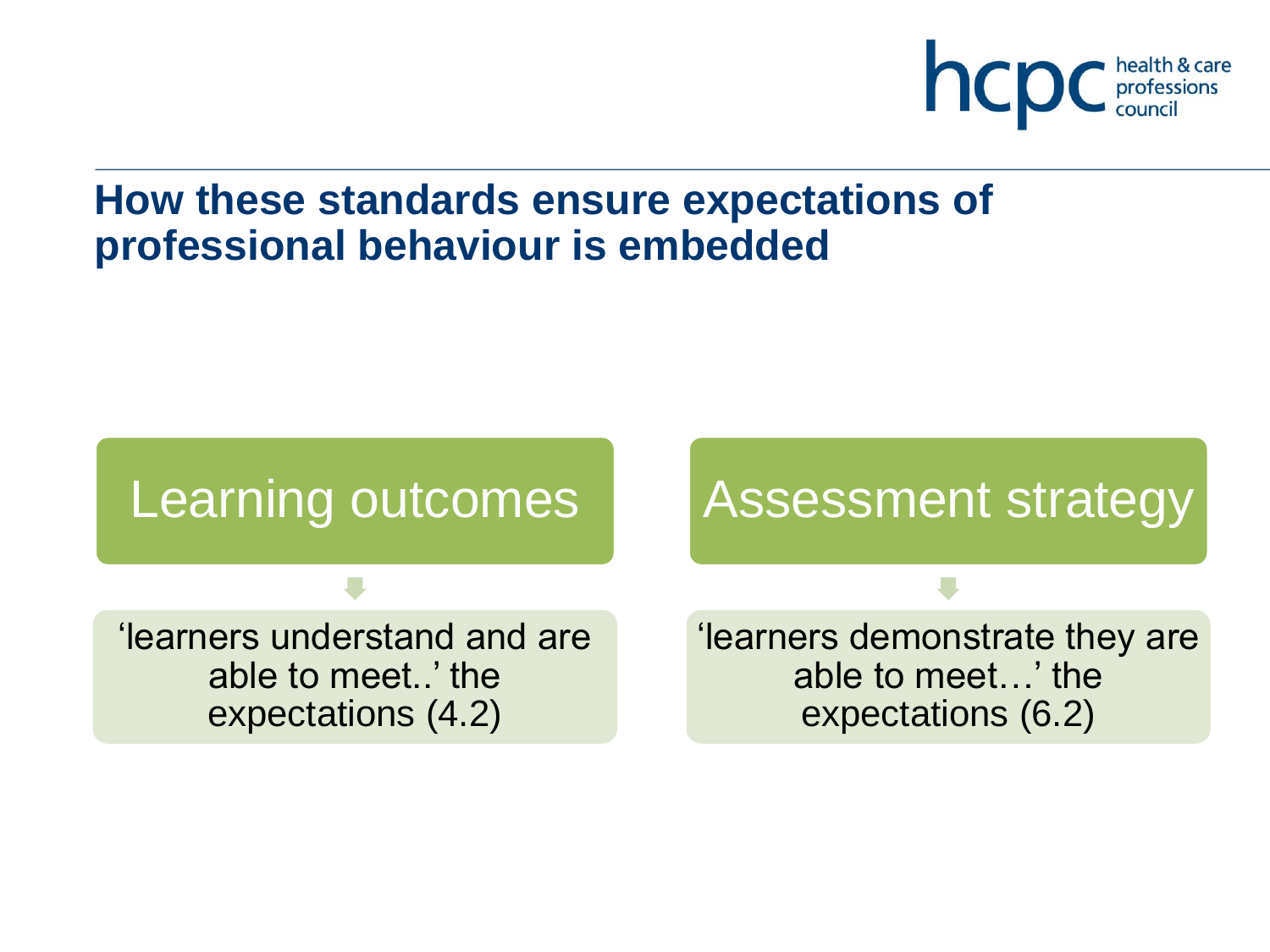## How these standards ensure expectations of professional behaviour is embedded

**Learning outcomes**

‘learners understand and are able to meet..’ the expectations (4.2)

**Assessment strategy**

‘learners demonstrate they are able to meet…’ the expectations (6.2)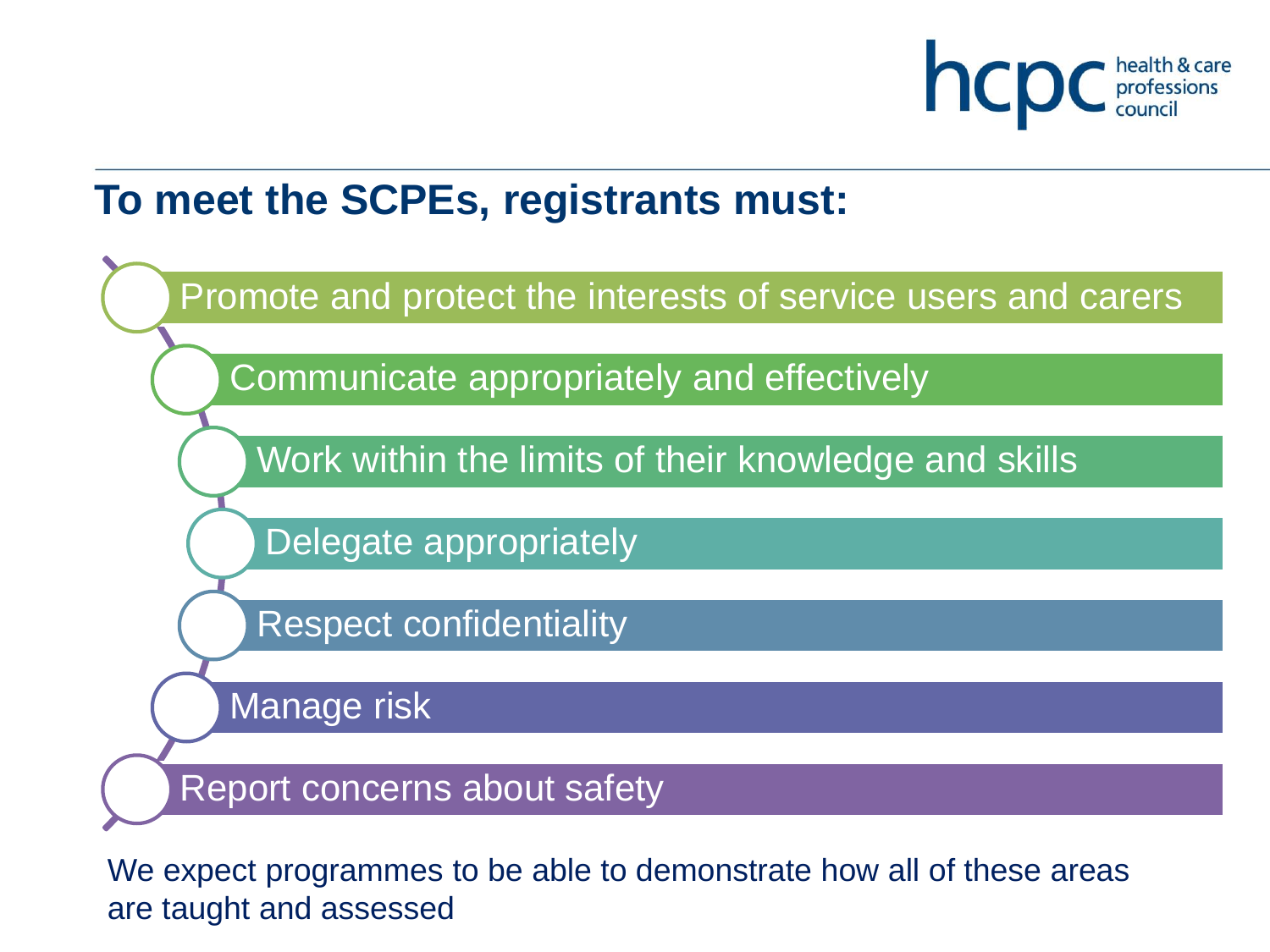## To meet the SCPEs, registrants must:

- Promote and protect the interests of service users and carers
- Communicate appropriately and effectively
- Work within the limits of their knowledge and skills
- Delegate appropriately
- Respect confidentiality
- Manage risk
- Report concerns about safety

We expect programmes to be able to demonstrate how all of these areas are taught and assessed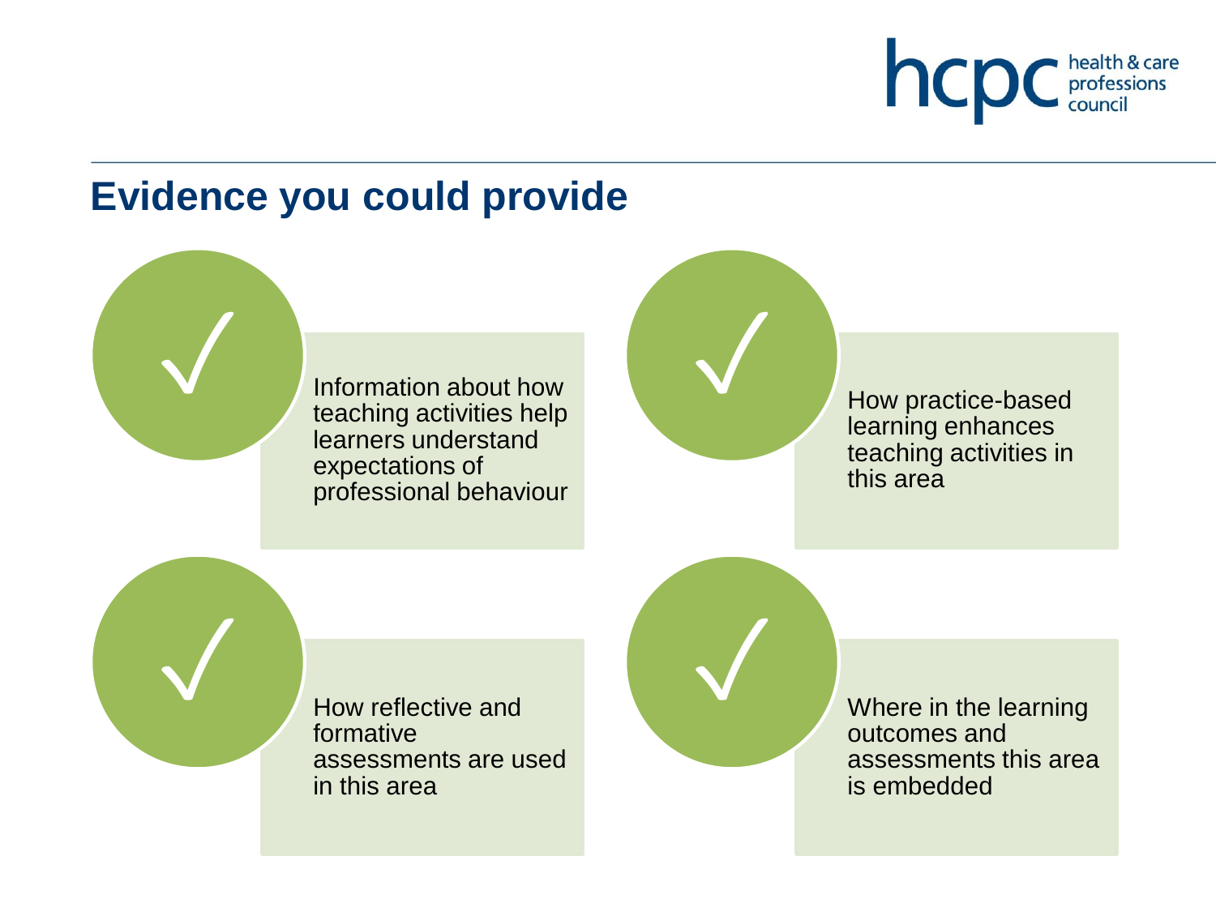# Evidence you could provide

- Information about how teaching activities help learners understand expectations of professional behaviour
- How practice-based learning enhances teaching activities in this area
- How reflective and formative assessments are used in this area
- Where in the learning outcomes and assessments this area is embedded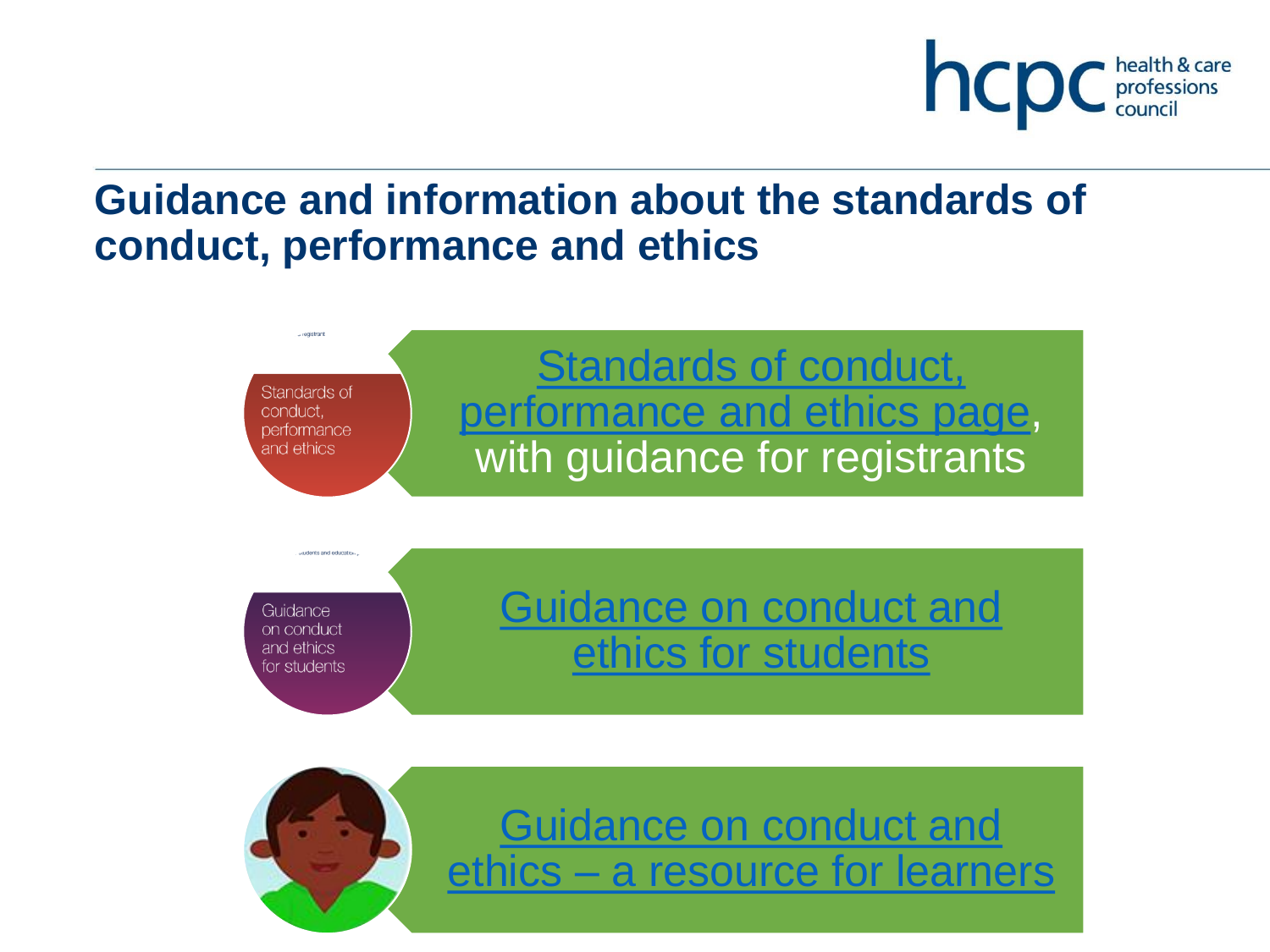## Guidance and information about the standards of conduct, performance and ethics

Standards of conduct, performance and ethics page, with guidance for registrants

Guidance on conduct and ethics for students

Guidance on conduct and ethics – a resource for learners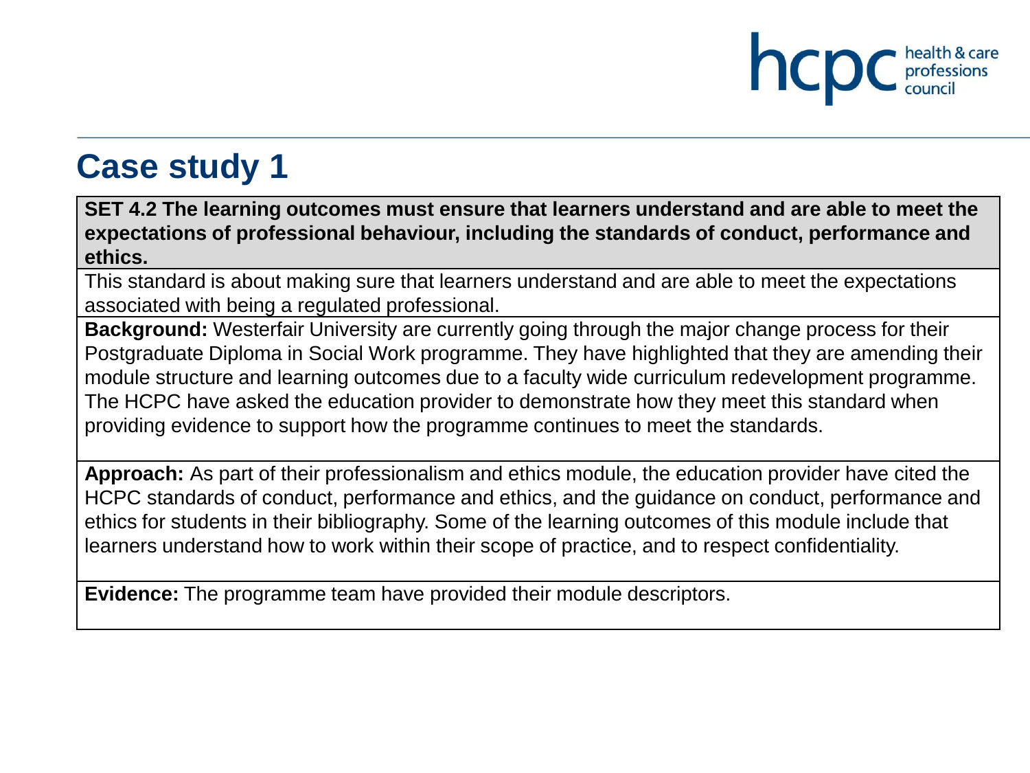# Case study 1

| SET 4.2 The learning outcomes must ensure that learners understand and are able to meet the expectations of professional behaviour, including the standards of conduct, performance and ethics. |
| --- |
| This standard is about making sure that learners understand and are able to meet the expectations associated with being a regulated professional. |
| **Background:** Westerfair University are currently going through the major change process for their Postgraduate Diploma in Social Work programme. They have highlighted that they are amending their module structure and learning outcomes due to a faculty wide curriculum redevelopment programme. The HCPC have asked the education provider to demonstrate how they meet this standard when providing evidence to support how the programme continues to meet the standards. |
| **Approach:** As part of their professionalism and ethics module, the education provider have cited the HCPC standards of conduct, performance and ethics, and the guidance on conduct, performance and ethics for students in their bibliography. Some of the learning outcomes of this module include that learners understand how to work within their scope of practice, and to respect confidentiality. |
| **Evidence:** The programme team have provided their module descriptors. |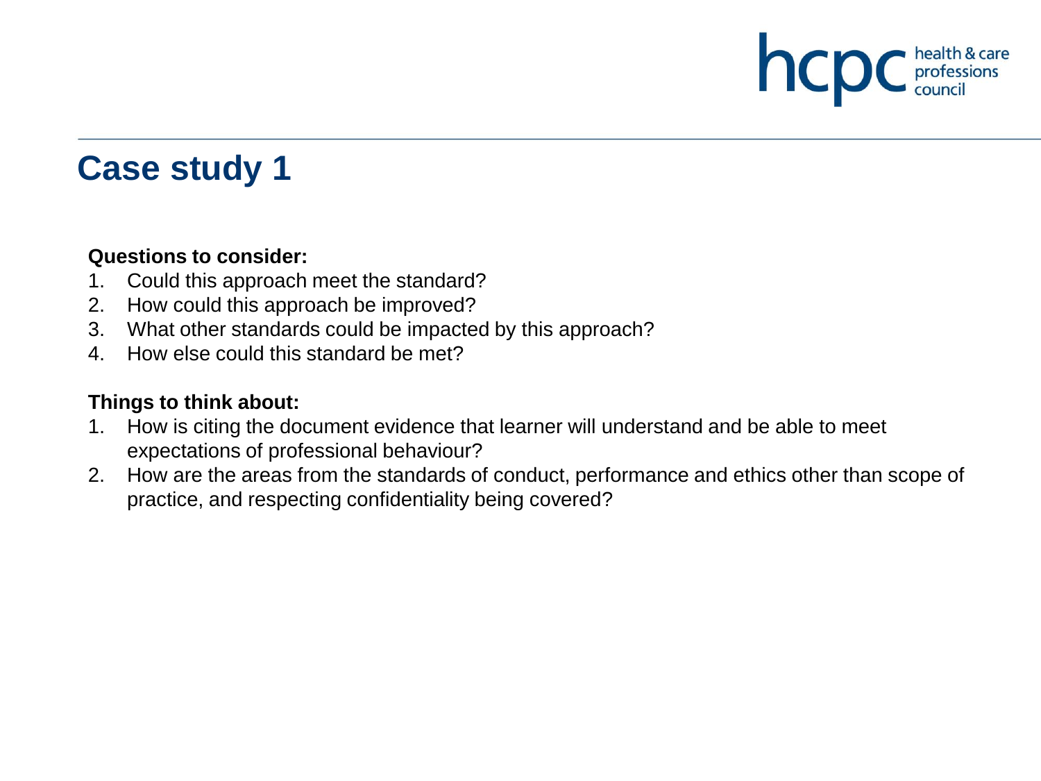# Case study 1

**Questions to consider:**

1. Could this approach meet the standard?
2. How could this approach be improved?
3. What other standards could be impacted by this approach?
4. How else could this standard be met?

**Things to think about:**

1. How is citing the document evidence that learner will understand and be able to meet expectations of professional behaviour?
2. How are the areas from the standards of conduct, performance and ethics other than scope of practice, and respecting confidentiality being covered?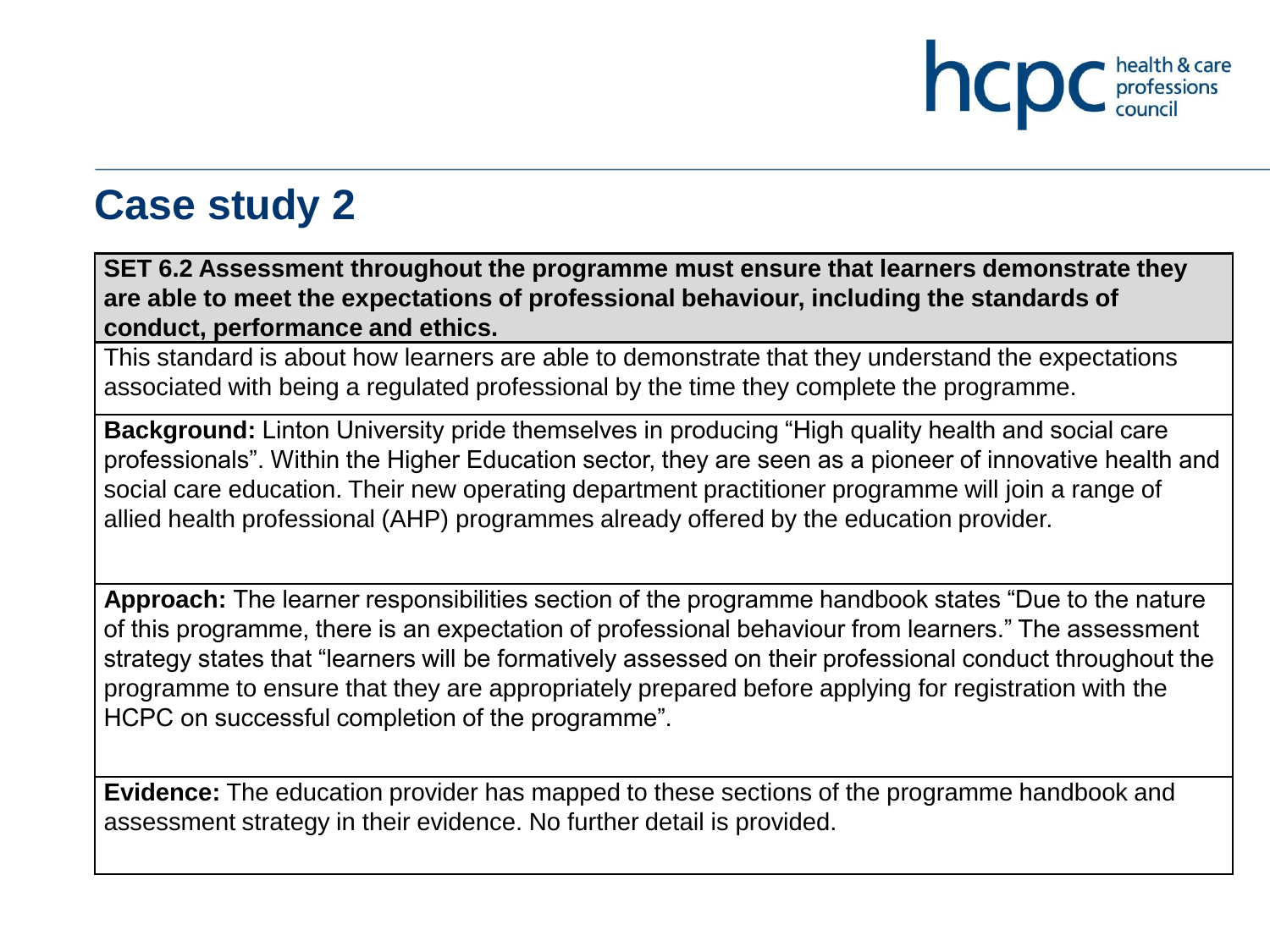# Case study 2

**SET 6.2 Assessment throughout the programme must ensure that learners demonstrate they are able to meet the expectations of professional behaviour, including the standards of conduct, performance and ethics.**

This standard is about how learners are able to demonstrate that they understand the expectations associated with being a regulated professional by the time they complete the programme.

**Background:** Linton University pride themselves in producing "High quality health and social care professionals". Within the Higher Education sector, they are seen as a pioneer of innovative health and social care education. Their new operating department practitioner programme will join a range of allied health professional (AHP) programmes already offered by the education provider.

**Approach:** The learner responsibilities section of the programme handbook states "Due to the nature of this programme, there is an expectation of professional behaviour from learners." The assessment strategy states that "learners will be formatively assessed on their professional conduct throughout the programme to ensure that they are appropriately prepared before applying for registration with the HCPC on successful completion of the programme".

**Evidence:** The education provider has mapped to these sections of the programme handbook and assessment strategy in their evidence. No further detail is provided.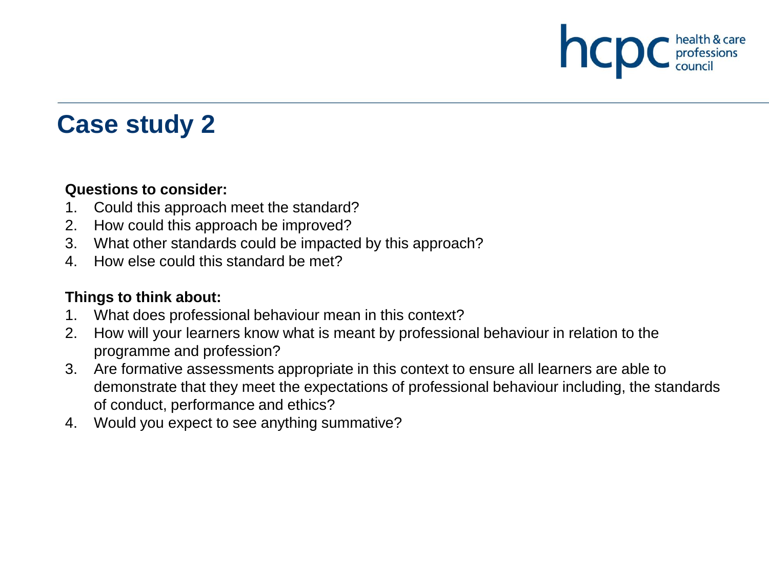# Case study 2

**Questions to consider:**

1. Could this approach meet the standard?
2. How could this approach be improved?
3. What other standards could be impacted by this approach?
4. How else could this standard be met?

**Things to think about:**

1. What does professional behaviour mean in this context?
2. How will your learners know what is meant by professional behaviour in relation to the programme and profession?
3. Are formative assessments appropriate in this context to ensure all learners are able to demonstrate that they meet the expectations of professional behaviour including, the standards of conduct, performance and ethics?
4. Would you expect to see anything summative?